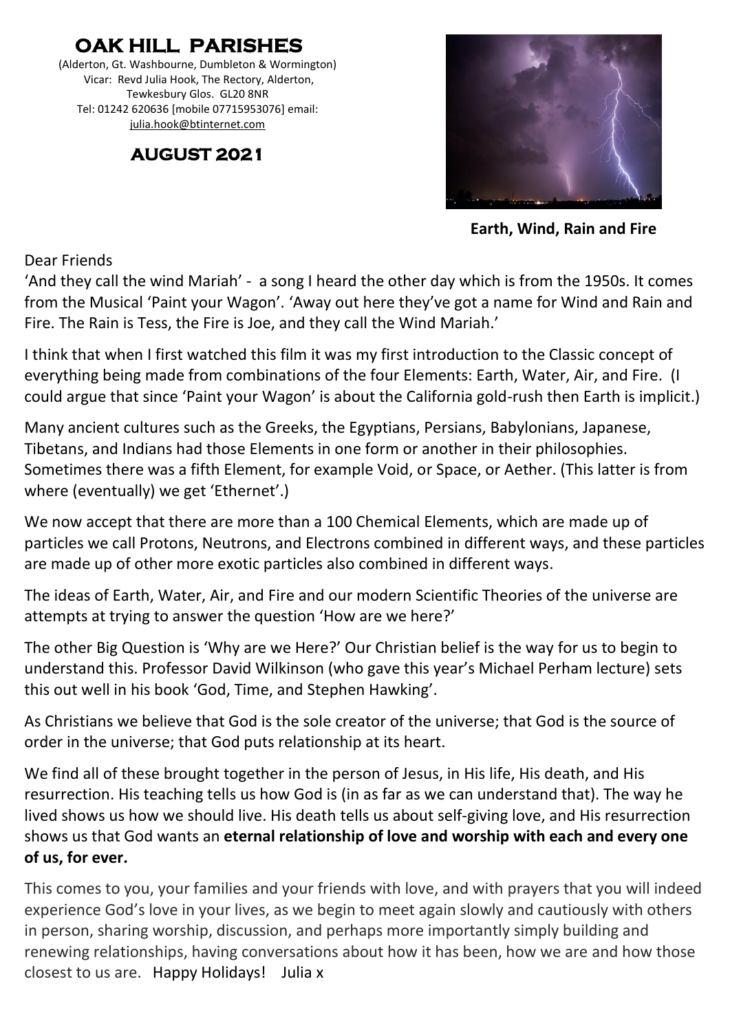# OAK HILL PARISHES

(Alderton, Gt. Washbourne, Dumbleton & Wormington)
Vicar: Revd Julia Hook, The Rectory, Alderton,
Tewkesbury Glos. GL20 8NR
Tel: 01242 620636 [mobile 07715953076] email:
julia.hook@btinternet.com

## AUGUST 2021

**Earth, Wind, Rain and Fire**

Dear Friends

'And they call the wind Mariah' - a song I heard the other day which is from the 1950s. It comes from the Musical 'Paint your Wagon'. 'Away out here they've got a name for Wind and Rain and Fire. The Rain is Tess, the Fire is Joe, and they call the Wind Mariah.'

I think that when I first watched this film it was my first introduction to the Classic concept of everything being made from combinations of the four Elements: Earth, Water, Air, and Fire. (I could argue that since 'Paint your Wagon' is about the California gold-rush then Earth is implicit.)

Many ancient cultures such as the Greeks, the Egyptians, Persians, Babylonians, Japanese, Tibetans, and Indians had those Elements in one form or another in their philosophies. Sometimes there was a fifth Element, for example Void, or Space, or Aether. (This latter is from where (eventually) we get 'Ethernet'.)

We now accept that there are more than a 100 Chemical Elements, which are made up of particles we call Protons, Neutrons, and Electrons combined in different ways, and these particles are made up of other more exotic particles also combined in different ways.

The ideas of Earth, Water, Air, and Fire and our modern Scientific Theories of the universe are attempts at trying to answer the question 'How are we here?'

The other Big Question is 'Why are we Here?' Our Christian belief is the way for us to begin to understand this. Professor David Wilkinson (who gave this year's Michael Perham lecture) sets this out well in his book 'God, Time, and Stephen Hawking'.

As Christians we believe that God is the sole creator of the universe; that God is the source of order in the universe; that God puts relationship at its heart.

We find all of these brought together in the person of Jesus, in His life, His death, and His resurrection. His teaching tells us how God is (in as far as we can understand that). The way he lived shows us how we should live. His death tells us about self-giving love, and His resurrection shows us that God wants an **eternal relationship of love and worship with each and every one of us, for ever.**

This comes to you, your families and your friends with love, and with prayers that you will indeed experience God's love in your lives, as we begin to meet again slowly and cautiously with others in person, sharing worship, discussion, and perhaps more importantly simply building and renewing relationships, having conversations about how it has been, how we are and how those closest to us are. Happy Holidays! Julia x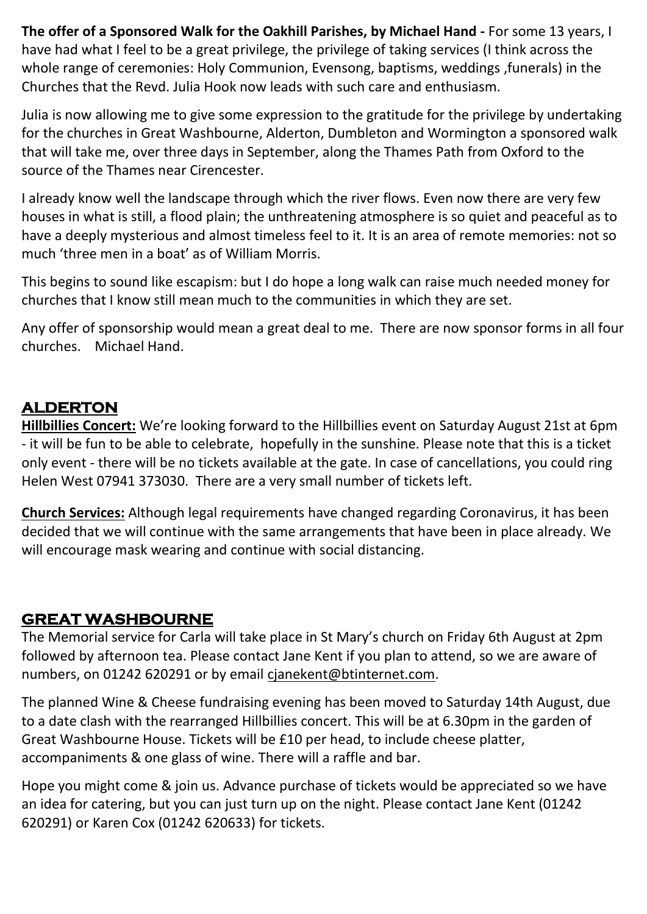**The offer of a Sponsored Walk for the Oakhill Parishes, by Michael Hand -** For some 13 years, I have had what I feel to be a great privilege, the privilege of taking services (I think across the whole range of ceremonies: Holy Communion, Evensong, baptisms, weddings ,funerals) in the Churches that the Revd. Julia Hook now leads with such care and enthusiasm.

Julia is now allowing me to give some expression to the gratitude for the privilege by undertaking for the churches in Great Washbourne, Alderton, Dumbleton and Wormington a sponsored walk that will take me, over three days in September, along the Thames Path from Oxford to the source of the Thames near Cirencester.

I already know well the landscape through which the river flows. Even now there are very few houses in what is still, a flood plain; the unthreatening atmosphere is so quiet and peaceful as to have a deeply mysterious and almost timeless feel to it. It is an area of remote memories: not so much 'three men in a boat' as of William Morris.

This begins to sound like escapism: but I do hope a long walk can raise much needed money for churches that I know still mean much to the communities in which they are set.

Any offer of sponsorship would mean a great deal to me. There are now sponsor forms in all four churches. Michael Hand.

## ALDERTON

**Hillbillies Concert:** We're looking forward to the Hillbillies event on Saturday August 21st at 6pm - it will be fun to be able to celebrate, hopefully in the sunshine. Please note that this is a ticket only event - there will be no tickets available at the gate. In case of cancellations, you could ring Helen West 07941 373030. There are a very small number of tickets left.

**Church Services:** Although legal requirements have changed regarding Coronavirus, it has been decided that we will continue with the same arrangements that have been in place already. We will encourage mask wearing and continue with social distancing.

## GREAT WASHBOURNE

The Memorial service for Carla will take place in St Mary's church on Friday 6th August at 2pm followed by afternoon tea. Please contact Jane Kent if you plan to attend, so we are aware of numbers, on 01242 620291 or by email cjanekent@btinternet.com.

The planned Wine & Cheese fundraising evening has been moved to Saturday 14th August, due to a date clash with the rearranged Hillbillies concert. This will be at 6.30pm in the garden of Great Washbourne House. Tickets will be £10 per head, to include cheese platter, accompaniments & one glass of wine. There will a raffle and bar.

Hope you might come & join us. Advance purchase of tickets would be appreciated so we have an idea for catering, but you can just turn up on the night. Please contact Jane Kent (01242 620291) or Karen Cox (01242 620633) for tickets.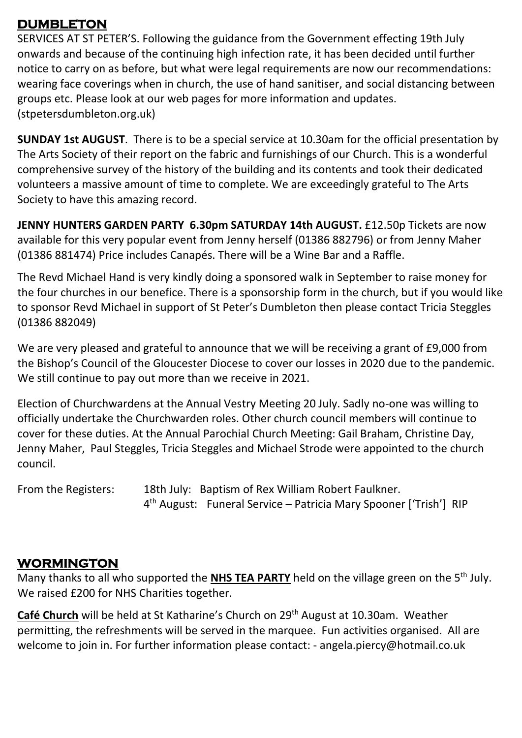## DUMBLETON

SERVICES AT ST PETER'S. Following the guidance from the Government effecting 19th July onwards and because of the continuing high infection rate, it has been decided until further notice to carry on as before, but what were legal requirements are now our recommendations: wearing face coverings when in church, the use of hand sanitiser, and social distancing between groups etc. Please look at our web pages for more information and updates. (stpetersdumbleton.org.uk)

**SUNDAY 1st AUGUST**. There is to be a special service at 10.30am for the official presentation by The Arts Society of their report on the fabric and furnishings of our Church. This is a wonderful comprehensive survey of the history of the building and its contents and took their dedicated volunteers a massive amount of time to complete. We are exceedingly grateful to The Arts Society to have this amazing record.

**JENNY HUNTERS GARDEN PARTY 6.30pm SATURDAY 14th AUGUST.** £12.50p Tickets are now available for this very popular event from Jenny herself (01386 882796) or from Jenny Maher (01386 881474) Price includes Canapés. There will be a Wine Bar and a Raffle.

The Revd Michael Hand is very kindly doing a sponsored walk in September to raise money for the four churches in our benefice. There is a sponsorship form in the church, but if you would like to sponsor Revd Michael in support of St Peter's Dumbleton then please contact Tricia Steggles (01386 882049)

We are very pleased and grateful to announce that we will be receiving a grant of £9,000 from the Bishop's Council of the Gloucester Diocese to cover our losses in 2020 due to the pandemic. We still continue to pay out more than we receive in 2021.

Election of Churchwardens at the Annual Vestry Meeting 20 July. Sadly no-one was willing to officially undertake the Churchwarden roles. Other church council members will continue to cover for these duties. At the Annual Parochial Church Meeting: Gail Braham, Christine Day, Jenny Maher, Paul Steggles, Tricia Steggles and Michael Strode were appointed to the church council.

From the Registers: 18th July: Baptism of Rex William Robert Faulkner.
4th August: Funeral Service – Patricia Mary Spooner ['Trish'] RIP

## WORMINGTON

Many thanks to all who supported the **NHS TEA PARTY** held on the village green on the 5th July. We raised £200 for NHS Charities together.

**Café Church** will be held at St Katharine's Church on 29th August at 10.30am. Weather permitting, the refreshments will be served in the marquee. Fun activities organised. All are welcome to join in. For further information please contact: - angela.piercy@hotmail.co.uk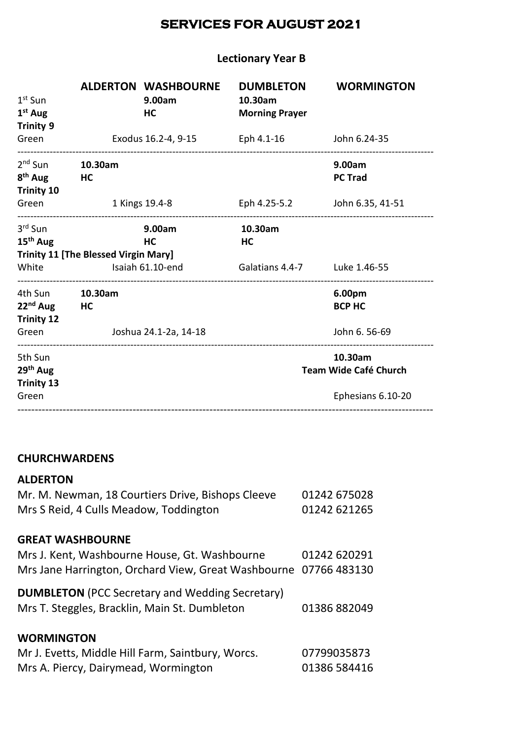# SERVICES FOR AUGUST 2021

## Lectionary Year B

| | ALDERTON | WASHBOURNE | DUMBLETON | WORMINGTON |
|---|---|---|---|---|
| 1st Sun<br>**1st Aug**<br>**Trinity 9** | | **9.00am**<br>**HC** | **10.30am**<br>**Morning Prayer** | |
| Green | | Exodus 16.2-4, 9-15 | Eph 4.1-16 | John 6.24-35 |
| 2nd Sun<br>**8th Aug**<br>**Trinity 10** | **10.30am**<br>**HC** | | | **9.00am**<br>**PC Trad** |
| Green | | 1 Kings 19.4-8 | Eph 4.25-5.2 | John 6.35, 41-51 |
| 3rd Sun<br>**15th Aug**<br>**Trinity 11 [The Blessed Virgin Mary]** | | **9.00am**<br>**HC** | **10.30am**<br>**HC** | |
| White | | Isaiah 61.10-end | Galatians 4.4-7 | Luke 1.46-55 |
| 4th Sun<br>**22nd Aug**<br>**Trinity 12** | **10.30am**<br>**HC** | | | **6.00pm**<br>**BCP HC** |
| Green | | Joshua 24.1-2a, 14-18 | | John 6. 56-69 |
| 5th Sun<br>**29th Aug**<br>**Trinity 13** | | | | **10.30am**<br>**Team Wide Café Church** |
| Green | | | | Ephesians 6.10-20 |

### CHURCHWARDENS

**ALDERTON**

Mr. M. Newman, 18 Courtiers Drive, Bishops Cleeve 01242 675028
Mrs S Reid, 4 Culls Meadow, Toddington 01242 621265

**GREAT WASHBOURNE**

Mrs J. Kent, Washbourne House, Gt. Washbourne 01242 620291
Mrs Jane Harrington, Orchard View, Great Washbourne 07766 483130

**DUMBLETON** (PCC Secretary and Wedding Secretary)

Mrs T. Steggles, Bracklin, Main St. Dumbleton 01386 882049

**WORMINGTON**

Mr J. Evetts, Middle Hill Farm, Saintbury, Worcs. 07799035873
Mrs A. Piercy, Dairymead, Wormington 01386 584416